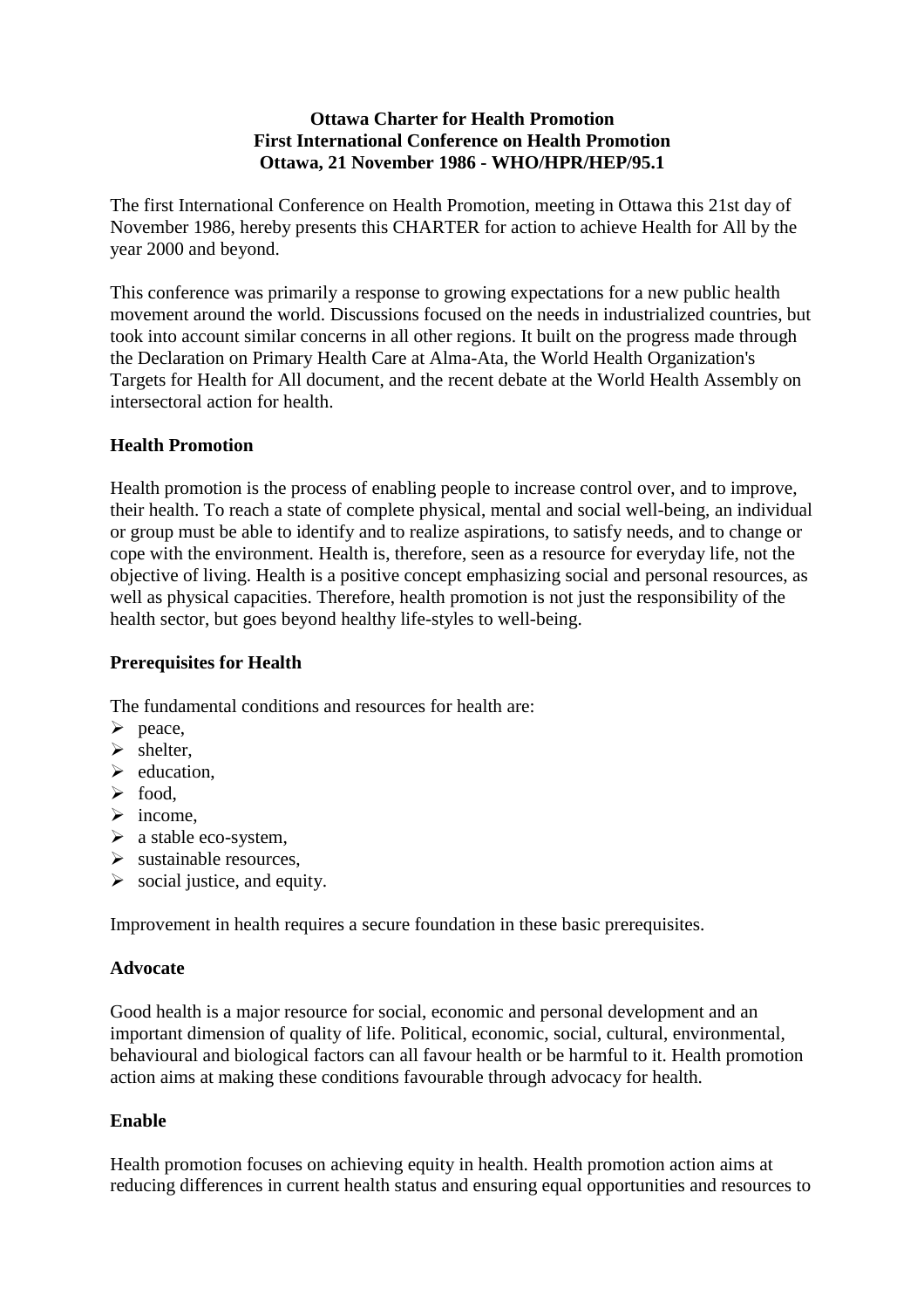**Ottawa Charter for Health Promotion**
**First International Conference on Health Promotion**
**Ottawa, 21 November 1986 - WHO/HPR/HEP/95.1**

The first International Conference on Health Promotion, meeting in Ottawa this 21st day of November 1986, hereby presents this CHARTER for action to achieve Health for All by the year 2000 and beyond.

This conference was primarily a response to growing expectations for a new public health movement around the world. Discussions focused on the needs in industrialized countries, but took into account similar concerns in all other regions. It built on the progress made through the Declaration on Primary Health Care at Alma-Ata, the World Health Organization's Targets for Health for All document, and the recent debate at the World Health Assembly on intersectoral action for health.

## Health Promotion

Health promotion is the process of enabling people to increase control over, and to improve, their health. To reach a state of complete physical, mental and social well-being, an individual or group must be able to identify and to realize aspirations, to satisfy needs, and to change or cope with the environment. Health is, therefore, seen as a resource for everyday life, not the objective of living. Health is a positive concept emphasizing social and personal resources, as well as physical capacities. Therefore, health promotion is not just the responsibility of the health sector, but goes beyond healthy life-styles to well-being.

## Prerequisites for Health

The fundamental conditions and resources for health are:

- peace,
- shelter,
- education,
- food,
- income,
- a stable eco-system,
- sustainable resources,
- social justice, and equity.

Improvement in health requires a secure foundation in these basic prerequisites.

## Advocate

Good health is a major resource for social, economic and personal development and an important dimension of quality of life. Political, economic, social, cultural, environmental, behavioural and biological factors can all favour health or be harmful to it. Health promotion action aims at making these conditions favourable through advocacy for health.

## Enable

Health promotion focuses on achieving equity in health. Health promotion action aims at reducing differences in current health status and ensuring equal opportunities and resources to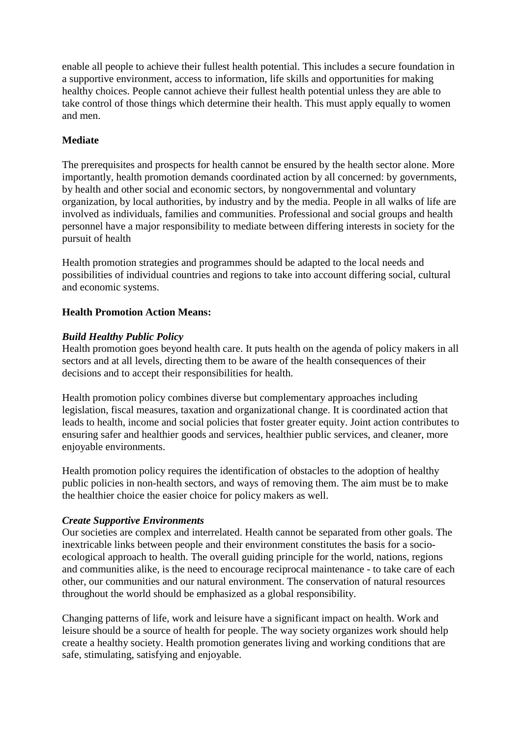enable all people to achieve their fullest health potential. This includes a secure foundation in a supportive environment, access to information, life skills and opportunities for making healthy choices. People cannot achieve their fullest health potential unless they are able to take control of those things which determine their health. This must apply equally to women and men.

**Mediate**

The prerequisites and prospects for health cannot be ensured by the health sector alone. More importantly, health promotion demands coordinated action by all concerned: by governments, by health and other social and economic sectors, by nongovernmental and voluntary organization, by local authorities, by industry and by the media. People in all walks of life are involved as individuals, families and communities. Professional and social groups and health personnel have a major responsibility to mediate between differing interests in society for the pursuit of health

Health promotion strategies and programmes should be adapted to the local needs and possibilities of individual countries and regions to take into account differing social, cultural and economic systems.

**Health Promotion Action Means:**

***Build Healthy Public Policy***

Health promotion goes beyond health care. It puts health on the agenda of policy makers in all sectors and at all levels, directing them to be aware of the health consequences of their decisions and to accept their responsibilities for health.

Health promotion policy combines diverse but complementary approaches including legislation, fiscal measures, taxation and organizational change. It is coordinated action that leads to health, income and social policies that foster greater equity. Joint action contributes to ensuring safer and healthier goods and services, healthier public services, and cleaner, more enjoyable environments.

Health promotion policy requires the identification of obstacles to the adoption of healthy public policies in non-health sectors, and ways of removing them. The aim must be to make the healthier choice the easier choice for policy makers as well.

***Create Supportive Environments***

Our societies are complex and interrelated. Health cannot be separated from other goals. The inextricable links between people and their environment constitutes the basis for a socio-ecological approach to health. The overall guiding principle for the world, nations, regions and communities alike, is the need to encourage reciprocal maintenance - to take care of each other, our communities and our natural environment. The conservation of natural resources throughout the world should be emphasized as a global responsibility.

Changing patterns of life, work and leisure have a significant impact on health. Work and leisure should be a source of health for people. The way society organizes work should help create a healthy society. Health promotion generates living and working conditions that are safe, stimulating, satisfying and enjoyable.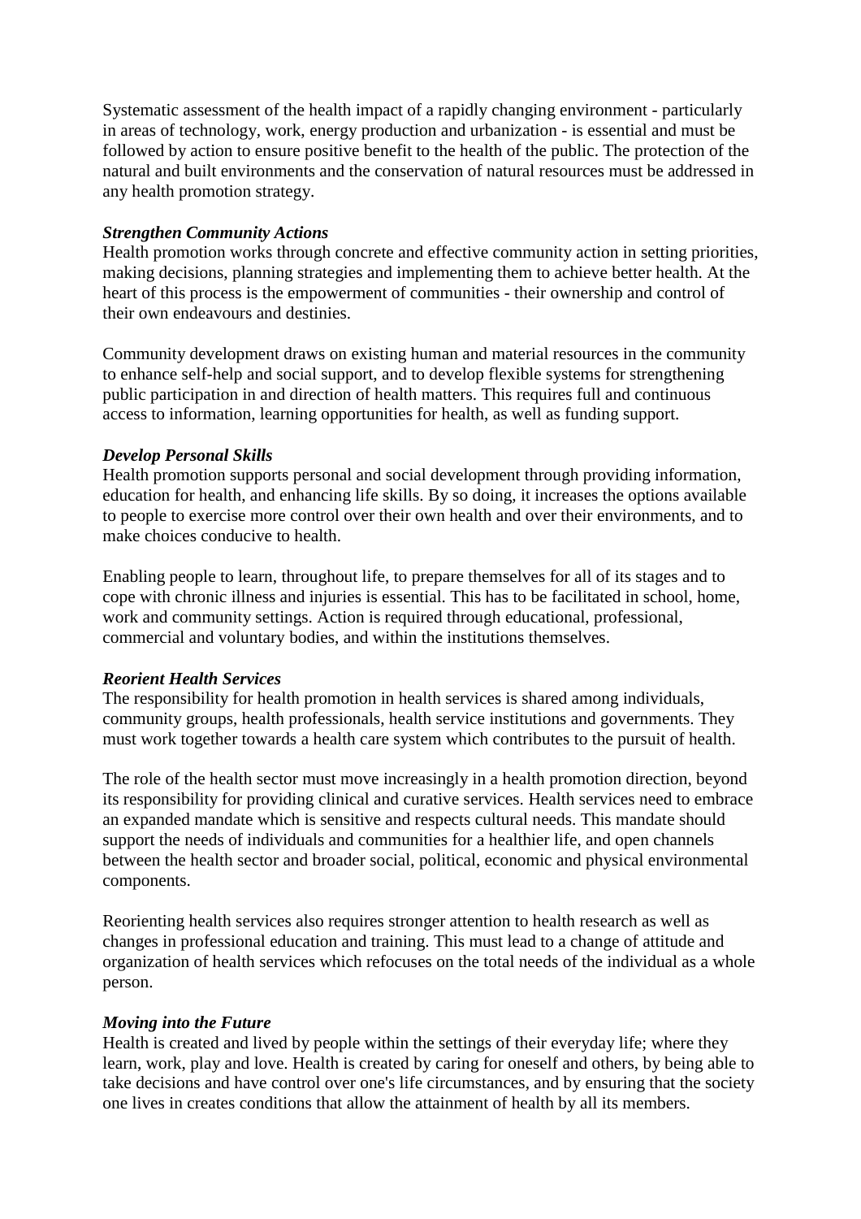Systematic assessment of the health impact of a rapidly changing environment - particularly in areas of technology, work, energy production and urbanization - is essential and must be followed by action to ensure positive benefit to the health of the public. The protection of the natural and built environments and the conservation of natural resources must be addressed in any health promotion strategy.

***Strengthen Community Actions***

Health promotion works through concrete and effective community action in setting priorities, making decisions, planning strategies and implementing them to achieve better health. At the heart of this process is the empowerment of communities - their ownership and control of their own endeavours and destinies.

Community development draws on existing human and material resources in the community to enhance self-help and social support, and to develop flexible systems for strengthening public participation in and direction of health matters. This requires full and continuous access to information, learning opportunities for health, as well as funding support.

***Develop Personal Skills***

Health promotion supports personal and social development through providing information, education for health, and enhancing life skills. By so doing, it increases the options available to people to exercise more control over their own health and over their environments, and to make choices conducive to health.

Enabling people to learn, throughout life, to prepare themselves for all of its stages and to cope with chronic illness and injuries is essential. This has to be facilitated in school, home, work and community settings. Action is required through educational, professional, commercial and voluntary bodies, and within the institutions themselves.

***Reorient Health Services***

The responsibility for health promotion in health services is shared among individuals, community groups, health professionals, health service institutions and governments. They must work together towards a health care system which contributes to the pursuit of health.

The role of the health sector must move increasingly in a health promotion direction, beyond its responsibility for providing clinical and curative services. Health services need to embrace an expanded mandate which is sensitive and respects cultural needs. This mandate should support the needs of individuals and communities for a healthier life, and open channels between the health sector and broader social, political, economic and physical environmental components.

Reorienting health services also requires stronger attention to health research as well as changes in professional education and training. This must lead to a change of attitude and organization of health services which refocuses on the total needs of the individual as a whole person.

***Moving into the Future***

Health is created and lived by people within the settings of their everyday life; where they learn, work, play and love. Health is created by caring for oneself and others, by being able to take decisions and have control over one's life circumstances, and by ensuring that the society one lives in creates conditions that allow the attainment of health by all its members.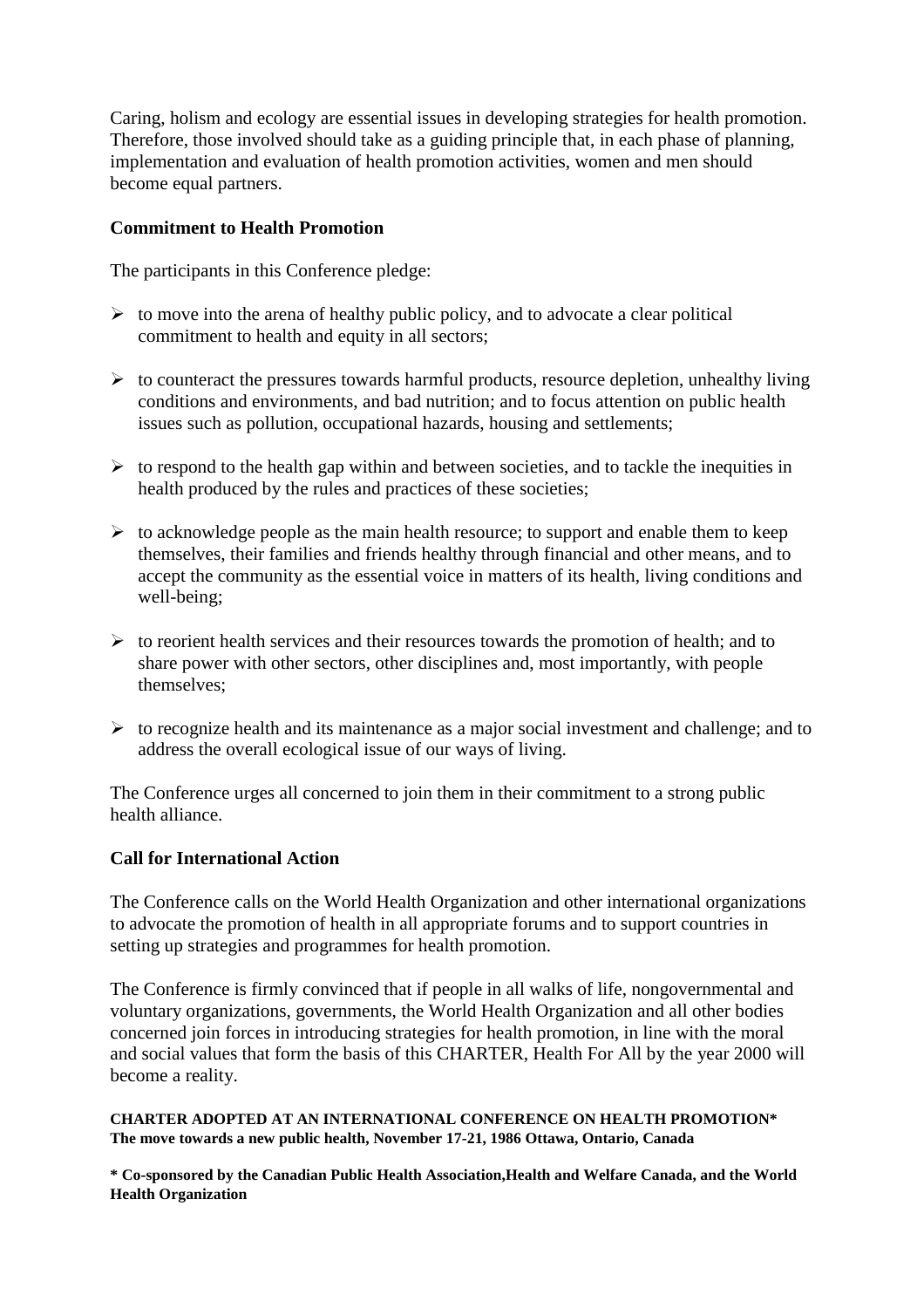Caring, holism and ecology are essential issues in developing strategies for health promotion. Therefore, those involved should take as a guiding principle that, in each phase of planning, implementation and evaluation of health promotion activities, women and men should become equal partners.

**Commitment to Health Promotion**

The participants in this Conference pledge:

- to move into the arena of healthy public policy, and to advocate a clear political commitment to health and equity in all sectors;
- to counteract the pressures towards harmful products, resource depletion, unhealthy living conditions and environments, and bad nutrition; and to focus attention on public health issues such as pollution, occupational hazards, housing and settlements;
- to respond to the health gap within and between societies, and to tackle the inequities in health produced by the rules and practices of these societies;
- to acknowledge people as the main health resource; to support and enable them to keep themselves, their families and friends healthy through financial and other means, and to accept the community as the essential voice in matters of its health, living conditions and well-being;
- to reorient health services and their resources towards the promotion of health; and to share power with other sectors, other disciplines and, most importantly, with people themselves;
- to recognize health and its maintenance as a major social investment and challenge; and to address the overall ecological issue of our ways of living.

The Conference urges all concerned to join them in their commitment to a strong public health alliance.

**Call for International Action**

The Conference calls on the World Health Organization and other international organizations to advocate the promotion of health in all appropriate forums and to support countries in setting up strategies and programmes for health promotion.

The Conference is firmly convinced that if people in all walks of life, nongovernmental and voluntary organizations, governments, the World Health Organization and all other bodies concerned join forces in introducing strategies for health promotion, in line with the moral and social values that form the basis of this CHARTER, Health For All by the year 2000 will become a reality.

**CHARTER ADOPTED AT AN INTERNATIONAL CONFERENCE ON HEALTH PROMOTION\***
**The move towards a new public health, November 17-21, 1986 Ottawa, Ontario, Canada**

**\* Co-sponsored by the Canadian Public Health Association,Health and Welfare Canada, and the World Health Organization**